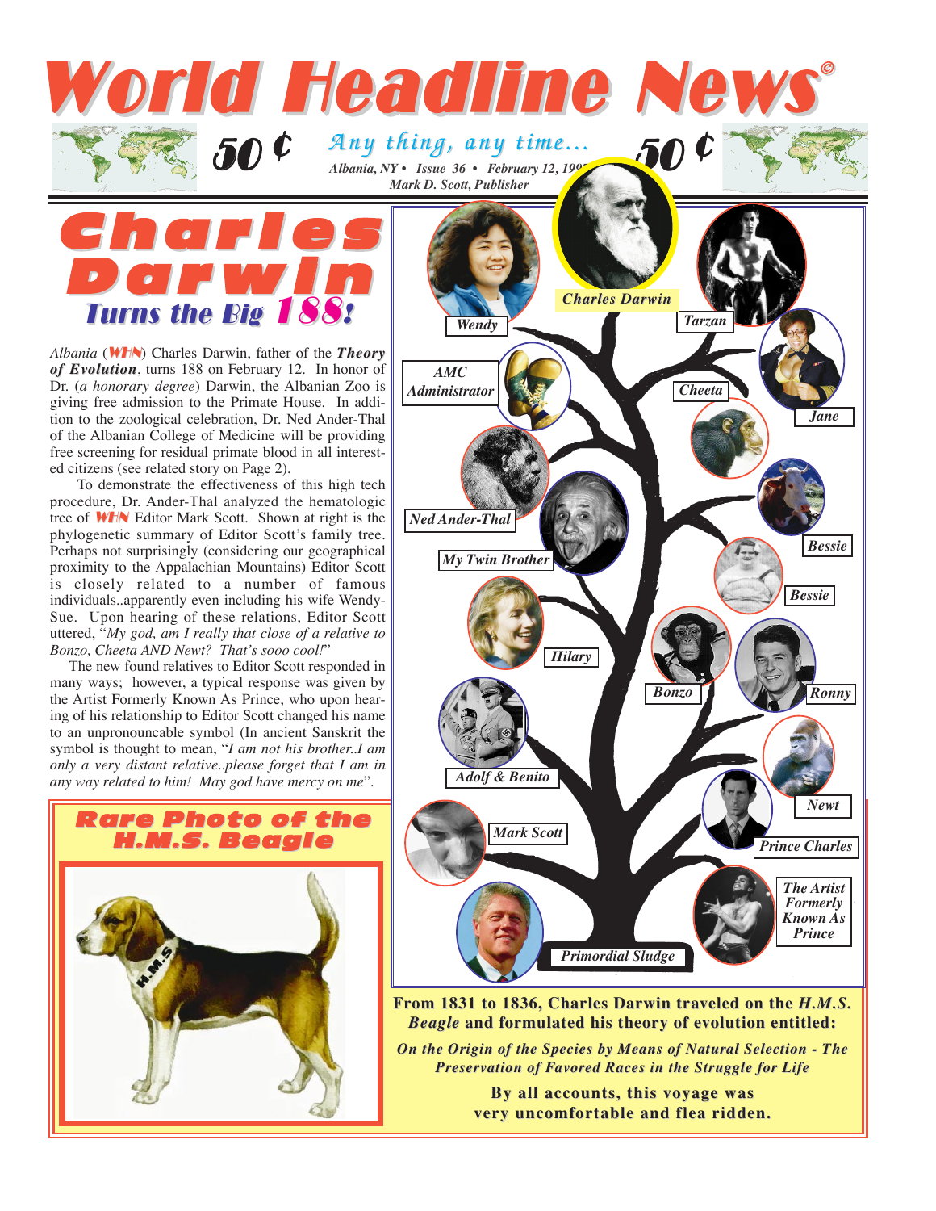# World Headline News©

50 ¢ *Any thing, any time...* 50 ¢

*Albania, NY • Issue 36 • February 12, 199*
*Mark D. Scott, Publisher*

# Charles Darwin
## Turns the Big 188!

*Albania* (WHN) Charles Darwin, father of the ***Theory of Evolution***, turns 188 on February 12. In honor of Dr. (*a honorary degree*) Darwin, the Albanian Zoo is giving free admission to the Primate House. In addition to the zoological celebration, Dr. Ned Ander-Thal of the Albanian College of Medicine will be providing free screening for residual primate blood in all interested citizens (see related story on Page 2).

To demonstrate the effectiveness of this high tech procedure, Dr. Ander-Thal analyzed the hematologic tree of WHN Editor Mark Scott. Shown at right is the phylogenetic summary of Editor Scott's family tree. Perhaps not surprisingly (considering our geographical proximity to the Appalachian Mountains) Editor Scott is closely related to a number of famous individuals..apparently even including his wife Wendy-Sue. Upon hearing of these relations, Editor Scott uttered, "*My god, am I really that close of a relative to Bonzo, Cheeta AND Newt? That's sooo cool!*"

The new found relatives to Editor Scott responded in many ways; however, a typical response was given by the Artist Formerly Known As Prince, who upon hearing of his relationship to Editor Scott changed his name to an unpronounceable symbol (In ancient Sanskrit the symbol is thought to mean, "*I am not his brother..I am only a very distant relative..please forget that I am in any way related to him! May god have mercy on me*".

## Rare Photo of the H.M.S. Beagle

Charles Darwin | Wendy | Tarzan | AMC Administrator | Cheeta | Jane | Ned Ander-Thal | Bessie | My Twin Brother | Bessie | Hilary | Bonzo | Ronny | Adolf & Benito | Newt | Mark Scott | Prince Charles | The Artist Formerly Known As Prince | Primordial Sludge

**From 1831 to 1836, Charles Darwin traveled on the *H.M.S. Beagle* and formulated his theory of evolution entitled:**

***On the Origin of the Species by Means of Natural Selection - The Preservation of Favored Races in the Struggle for Life***

**By all accounts, this voyage was very uncomfortable and flea ridden.**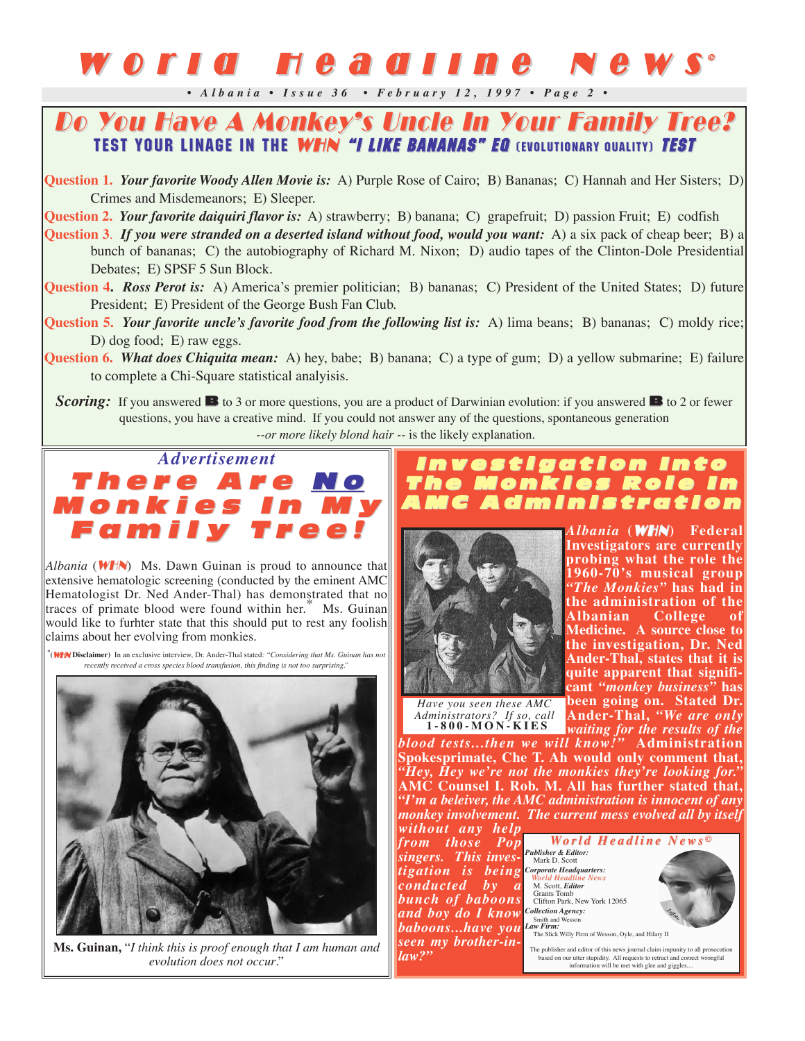# World Headline News©

*• Albania • Issue 36 • February 12, 1997 •*

## Do You Have A Monkey's Uncle In Your Family Tree?

### TEST YOUR LINAGE IN THE WHN *"I LIKE BANANAS" EQ* (EVOLUTIONARY QUALITY) *TEST*

**Question 1.** ***Your favorite Woody Allen Movie is:*** A) Purple Rose of Cairo; B) Bananas; C) Hannah and Her Sisters; D) Crimes and Misdemeanors; E) Sleeper.

**Question 2.** ***Your favorite daiquiri flavor is:*** A) strawberry; B) banana; C) grapefruit; D) passion Fruit; E) codfish

**Question 3**. ***If you were stranded on a deserted island without food, would you want:*** A) a six pack of cheap beer; B) a bunch of bananas; C) the autobiography of Richard M. Nixon; D) audio tapes of the Clinton-Dole Presidential Debates; E) SPSF 5 Sun Block.

**Question 4.** ***Ross Perot is:*** A) America's premier politician; B) bananas; C) President of the United States; D) future President; E) President of the George Bush Fan Club.

**Question 5.** ***Your favorite uncle's favorite food from the following list is:*** A) lima beans; B) bananas; C) moldy rice; D) dog food; E) raw eggs.

**Question 6.** ***What does Chiquita mean:*** A) hey, babe; B) banana; C) a type of gum; D) a yellow submarine; E) failure to complete a Chi-Square statistical analyisis.

***Scoring:*** If you answered **B** to 3 or more questions, you are a product of Darwinian evolution: if you answered **B** to 2 or fewer questions, you have a creative mind. If you could not answer any of the questions, spontaneous generation *--or more likely blond hair --* is the likely explanation.

---

*Advertisement*

## There Are No Monkies In My Family Tree!

*Albania* (WHN) Ms. Dawn Guinan is proud to announce that extensive hematologic screening (conducted by the eminent AMC Hematologist Dr. Ned Ander-Thal) has demonstrated that no traces of primate blood were found within her.* Ms. Guinan would like to furhter state that this should put to rest any foolish claims about her evolving from monkies.

*(**WHN Disclaimer**) In an exclusive interview, Dr. Ander-Thal stated: *"Considering that Ms. Guinan has not recently received a cross species blood transfusion, this finding is not too surprising."*

**Ms. Guinan,** "*I think this is proof enough that I am human and evolution does not occur*."

---

## Investigation Into The Monkies Role In AMC Administration

*Have you seen these AMC Administrators? If so, call* **1-800-MON-KIES**

***Albania*** **(WHN) Federal Investigators are currently probing what the role the 1960-70's musical group *"The Monkies"* has had in the administration of the Albanian College of Medicine. A source close to the investigation, Dr. Ned Ander-Thal, states that it is quite apparent that significant *"monkey business"* has been going on. Stated Dr. Ander-Thal, *"We are only waiting for the results of the blood tests...then we will know!"* Administration Spokesprimate, Che T. Ah would only comment that, *"Hey, Hey we're not the monkies they're looking for."* AMC Counsel I. Rob. M. All has further stated that, *"I'm a beleiver, the AMC administration is innocent of any monkey involvement. The current mess evolved all by itself without any help from those Pop singers. This investigation is being conducted by a bunch of baboons and boy do I know baboons...have you seen my brother-in-law?"***

---

*World Headline News©*

***Publisher & Editor:*** Mark D. Scott
***Corporate Headquarters:*** *World Headline News* M. Scott, ***Editor*** Grants Tomb Clifton Park, New York 12065
***Collection Agency:*** Smith and Wesson
***Law Firm:*** The Slick Willy Firm of Wesson, Oyle, and Hilary II

The publisher and editor of this news journal claim impunity to all prosecution based on our utter stupidity. All requests to retract and correct wrongful information will be met with glee and giggles....